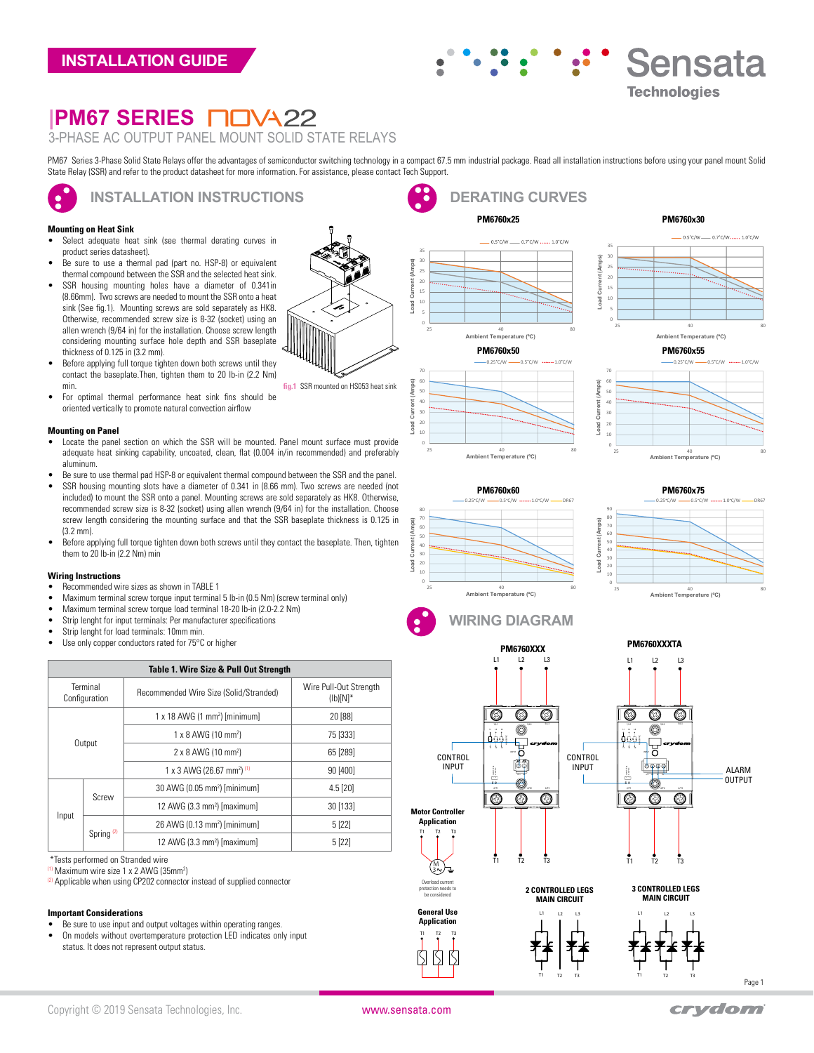# PM67 SERIES NOVA22

## 3-PHASE AC OUTPUT PANEL MOUNT SOLID STATE RELAYS

PM67 Series 3-Phase Solid State Relays offer the advantages of semiconductor switching technology in a compact 67.5 mm industrial package. Read all installation instructions before using your panel mount Solid State Relay (SSR) and refer to the product datasheet for more information. For assistance, please contact Tech Support.

## INSTALLATION INSTRUCTIONS

### Mounting on Heat Sink

- Select adequate heat sink (see thermal derating curves in product series datasheet).
- Be sure to use a thermal pad (part no. HSP-8) or equivalent thermal compound between the SSR and the selected heat sink.
- SSR housing mounting holes have a diameter of 0.341in (8.66mm). Two screws are needed to mount the SSR onto a heat sink (See fig.1). Mounting screws are sold separately as HK8. Otherwise, recommended screw size is 8-32 (socket) using an allen wrench (9/64 in) for the installation. Choose screw length considering mounting surface hole depth and SSR baseplate thickness of 0.125 in (3.2 mm).
- Before applying full torque tighten down both screws until they contact the baseplate.Then, tighten them to 20 lb-in (2.2 Nm) min.
- For optimal thermal performance heat sink fins should be oriented vertically to promote natural convection airflow

fig.1 SSR mounted on HS053 heat sink

### Mounting on Panel

- Locate the panel section on which the SSR will be mounted. Panel mount surface must provide adequate heat sinking capability, uncoated, clean, flat (0.004 in/in recommended) and preferably aluminum.
- Be sure to use thermal pad HSP-8 or equivalent thermal compound between the SSR and the panel.
- SSR housing mounting slots have a diameter of 0.341 in (8.66 mm). Two screws are needed (not included) to mount the SSR onto a panel. Mounting screws are sold separately as HK8. Otherwise, recommended screw size is 8-32 (socket) using allen wrench (9/64 in) for the installation. Choose screw length considering the mounting surface and that the SSR baseplate thickness is 0.125 in (3.2 mm).
- Before applying full torque tighten down both screws until they contact the baseplate. Then, tighten them to 20 lb-in (2.2 Nm) min

### Wiring Instructions

- Recommended wire sizes as shown in TABLE 1
- Maximum terminal screw torque input terminal 5 lb-in (0.5 Nm) (screw terminal only)
- Maximum terminal screw torque load terminal 18-20 lb-in (2.0-2.2 Nm)
- Strip lenght for input terminals: Per manufacturer specifications
- Strip lenght for load terminals: 10mm min.
- Use only copper conductors rated for 75°C or higher

**Table 1. Wire Size & Pull Out Strength**

| Terminal Configuration | | Recommended Wire Size (Solid/Stranded) | Wire Pull-Out Strength (lb)[N]* |
|---|---|---|---|
| Output | | 1 x 18 AWG (1 mm²) [minimum] | 20 [88] |
| | | 1 x 8 AWG (10 mm²) | 75 [333] |
| | | 2 x 8 AWG (10 mm²) | 65 [289] |
| | | 1 x 3 AWG (26.67 mm²) (1) | 90 [400] |
| Input | Screw | 30 AWG (0.05 mm²) [minimum] | 4.5 [20] |
| | | 12 AWG (3.3 mm²) [maximum] | 30 [133] |
| | Spring (2) | 26 AWG (0.13 mm²) [minimum] | 5 [22] |
| | | 12 AWG (3.3 mm²) [maximum] | 5 [22] |

*Tests performed on Stranded wire
(1) Maximum wire size 1 x 2 AWG (35mm²)
(2) Applicable when using CP202 connector instead of supplied connector

### Important Considerations

- Be sure to use input and output voltages within operating ranges.
- On models without overtemperature protection LED indicates only input status. It does not represent output status.

## DERATING CURVES

PM6760x25 — Load Current (Amps) vs Ambient Temperature (ºC); curves: 0.5°C/W, 0.7°C/W, 1.0°C/W

PM6760x30 — Load Current (Amps) vs Ambient Temperature (ºC); curves: 0.5°C/W, 0.7°C/W, 1.0°C/W

PM6760x50 — Load Current (Amps) vs Ambient Temperature (ºC); curves: 0.25°C/W, 0.5°C/W, 1.0°C/W

PM6760x55 — Load Current (Amps) vs Ambient Temperature (ºC); curves: 0.25°C/W, 0.5°C/W, 1.0°C/W

PM6760x60 — Load Current (Amps) vs Ambient Temperature (ºC); curves: 0.25°C/W, 0.5°C/W, 1.0°C/W, DR67

PM6760x75 — Load Current (Amps) vs Ambient Temperature (ºC); curves: 0.25°C/W, 0.5°C/W, 1.0°C/W, DR67

## WIRING DIAGRAM

PM6760XXX — L1, L2, L3; CONTROL INPUT; T1, T2, T3

PM6760XXXTA — L1, L2, L3; CONTROL INPUT; ALARM OUTPUT; T1, T2, T3

Motor Controller Application — T1, T2, T3; Overload current protection needs to be considered

General Use Application — T1, T2, T3

2 CONTROLLED LEGS MAIN CIRCUIT — L1, L2, L3; T1, T2, T3

3 CONTROLLED LEGS MAIN CIRCUIT — L1, L2, L3; T1, T2, T3

Copyright © 2019 Sensata Technologies, Inc. www.sensata.com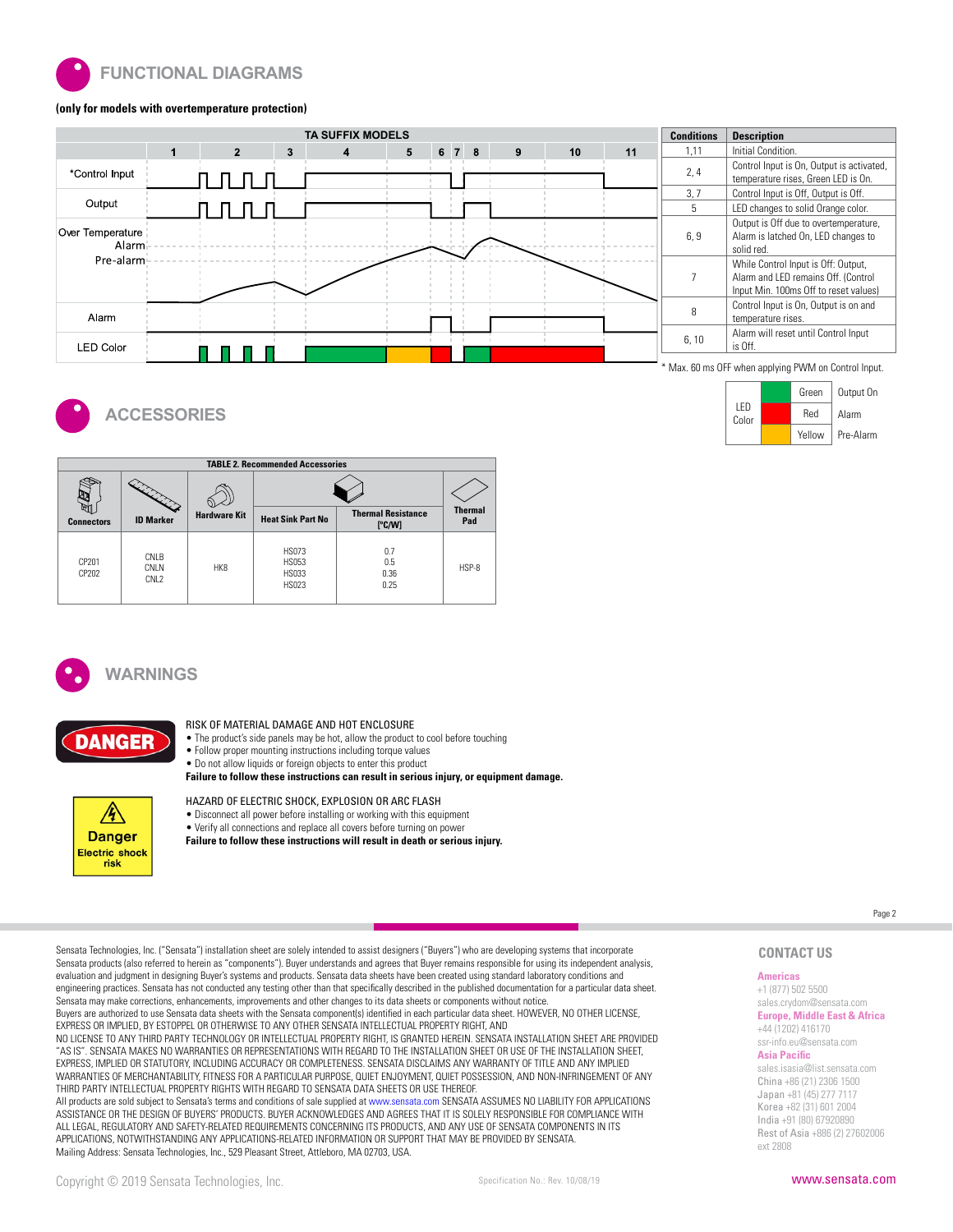## FUNCTIONAL DIAGRAMS

**(only for models with overtemperature protection)**

TA SUFFIX MODELS

1 2 3 4 5 6 7 8 9 10 11

*Control Input

Output

Over Temperature Alarm

Pre-alarm

Alarm

LED Color

| Conditions | Description |
|---|---|
| 1,11 | Initial Condition. |
| 2, 4 | Control Input is On, Output is activated, temperature rises, Green LED is On. |
| 3, 7 | Control Input is Off, Output is Off. |
| 5 | LED changes to solid Orange color. |
| 6, 9 | Output is Off due to overtemperature, Alarm is latched On, LED changes to solid red. |
| 7 | While Control Input is Off: Output, Alarm and LED remains Off. (Control Input Min. 100ms Off to reset values) |
| 8 | Control Input is On, Output is on and temperature rises. |
| 6, 10 | Alarm will reset until Control Input is Off. |

* Max. 60 ms OFF when applying PWM on Control Input.

| LED Color | | |
|---|---|---|
| | Green | Output On |
| | Red | Alarm |
| | Yellow | Pre-Alarm |

## ACCESSORIES

**TABLE 2. Recommended Accessories**

| Connectors | ID Marker | Hardware Kit | Heat Sink Part No | Thermal Resistance [°C/W] | Thermal Pad |
|---|---|---|---|---|---|
| CP201<br>CP202 | CNLB<br>CNLN<br>CNL2 | HK8 | HS073<br>HS053<br>HS033<br>HS023 | 0.7<br>0.5<br>0.36<br>0.25 | HSP-8 |

## WARNINGS

**DANGER**

RISK OF MATERIAL DAMAGE AND HOT ENCLOSURE
- The product's side panels may be hot, allow the product to cool before touching
- Follow proper mounting instructions including torque values
- Do not allow liquids or foreign objects to enter this product

**Failure to follow these instructions can result in serious injury, or equipment damage.**

**Danger Electric shock risk**

HAZARD OF ELECTRIC SHOCK, EXPLOSION OR ARC FLASH
- Disconnect all power before installing or working with this equipment
- Verify all connections and replace all covers before turning on power

**Failure to follow these instructions will result in death or serious injury.**

Sensata Technologies, Inc. ("Sensata") installation sheet are solely intended to assist designers ("Buyers") who are developing systems that incorporate Sensata products (also referred to herein as "components"). Buyer understands and agrees that Buyer remains responsible for using its independent analysis, evaluation and judgment in designing Buyer's systems and products. Sensata data sheets have been created using standard laboratory conditions and engineering practices. Sensata has not conducted any testing other than that specifically described in the published documentation for a particular data sheet. Sensata may make corrections, enhancements, improvements and other changes to its data sheets or components without notice.
Buyers are authorized to use Sensata data sheets with the Sensata component(s) identified in each particular data sheet. HOWEVER, NO OTHER LICENSE, EXPRESS OR IMPLIED, BY ESTOPPEL OR OTHERWISE TO ANY OTHER SENSATA INTELLECTUAL PROPERTY RIGHT, AND NO LICENSE TO ANY THIRD PARTY TECHNOLOGY OR INTELLECTUAL PROPERTY RIGHT, IS GRANTED HEREIN. SENSATA INSTALLATION SHEET ARE PROVIDED "AS IS". SENSATA MAKES NO WARRANTIES OR REPRESENTATIONS WITH REGARD TO THE INSTALLATION SHEET OR USE OF THE INSTALLATION SHEET, EXPRESS, IMPLIED OR STATUTORY, INCLUDING ACCURACY OR COMPLETENESS. SENSATA DISCLAIMS ANY WARRANTY OF TITLE AND ANY IMPLIED WARRANTIES OF MERCHANTABILITY, FITNESS FOR A PARTICULAR PURPOSE, QUIET ENJOYMENT, QUIET POSSESSION, AND NON-INFRINGEMENT OF ANY THIRD PARTY INTELLECTUAL PROPERTY RIGHTS WITH REGARD TO SENSATA DATA SHEETS OR USE THEREOF.
All products are sold subject to Sensata's terms and conditions of sale supplied at www.sensata.com SENSATA ASSUMES NO LIABILITY FOR APPLICATIONS ASSISTANCE OR THE DESIGN OF BUYERS' PRODUCTS. BUYER ACKNOWLEDGES AND AGREES THAT IT IS SOLELY RESPONSIBLE FOR COMPLIANCE WITH ALL LEGAL, REGULATORY AND SAFETY-RELATED REQUIREMENTS CONCERNING ITS PRODUCTS, AND ANY USE OF SENSATA COMPONENTS IN ITS APPLICATIONS, NOTWITHSTANDING ANY APPLICATIONS-RELATED INFORMATION OR SUPPORT THAT MAY BE PROVIDED BY SENSATA.
Mailing Address: Sensata Technologies, Inc., 529 Pleasant Street, Attleboro, MA 02703, USA.

### CONTACT US

**Americas**
+1 (877) 502 5500
sales.crydom@sensata.com

**Europe, Middle East & Africa**
+44 (1202) 416170
ssr-info.eu@sensata.com

**Asia Pacific**
sales.isasia@list.sensata.com
China +86 (21) 2306 1500
Japan +81 (45) 277 7117
Korea +82 (31) 601 2004
India +91 (80) 67920890
Rest of Asia +886 (2) 27602006 ext 2808

Copyright © 2019 Sensata Technologies, Inc.

Specification No.: Rev. 10/08/19

www.sensata.com